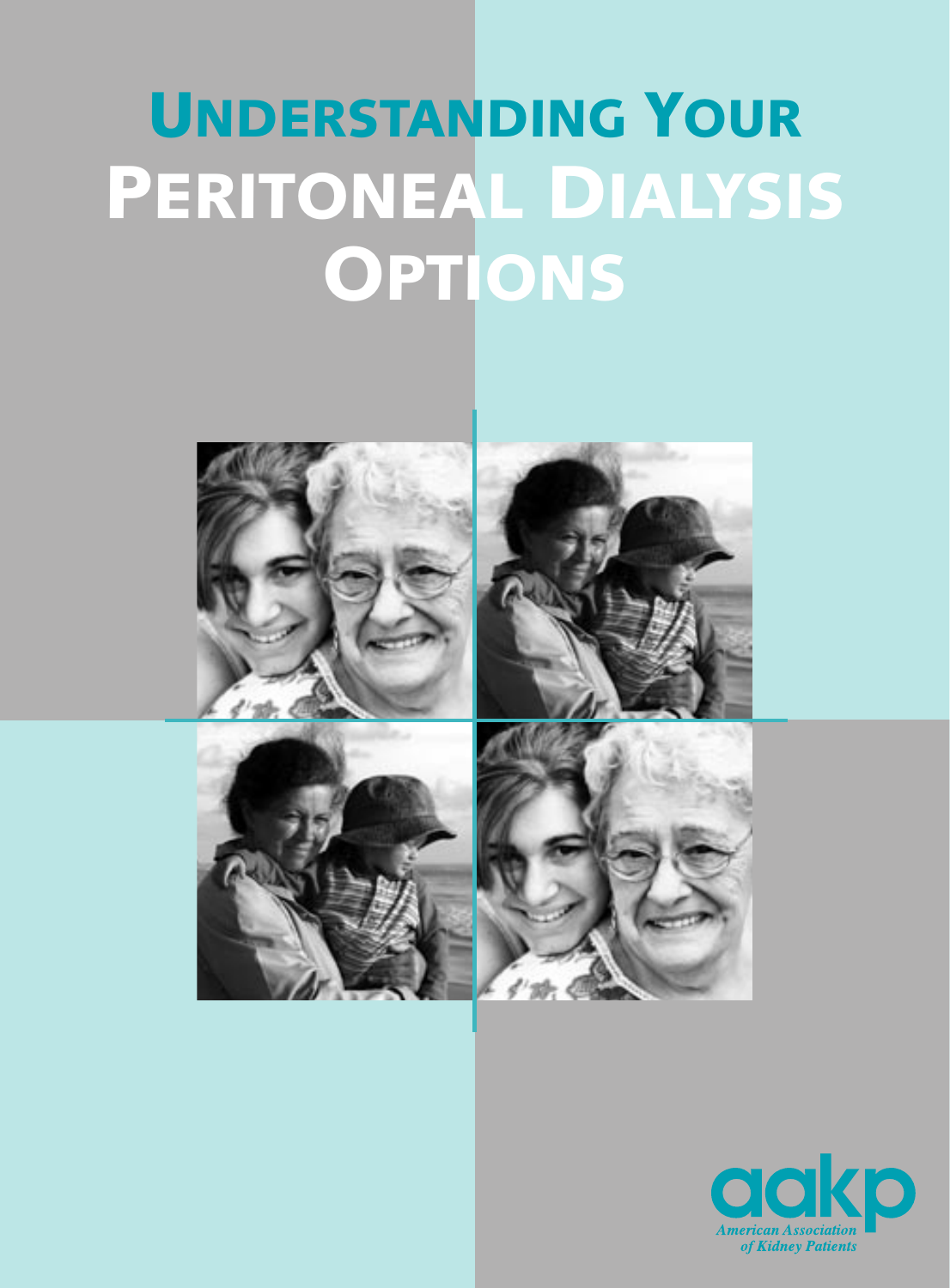# Understanding Your Peritoneal Dialysis Options

aakp

*American Association of Kidney Patients*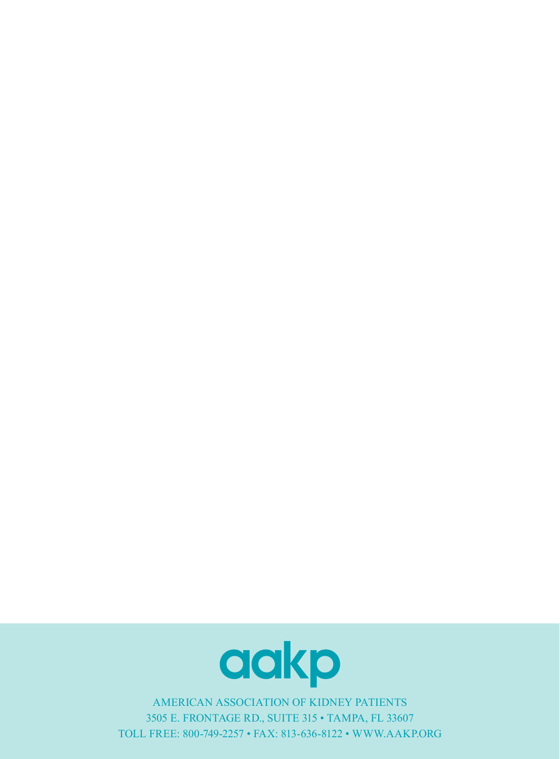aakp

AMERICAN ASSOCIATION OF KIDNEY PATIENTS
3505 E. FRONTAGE RD., SUITE 315 • TAMPA, FL 33607
TOLL FREE: 800-749-2257 • FAX: 813-636-8122 • WWW.AAKP.ORG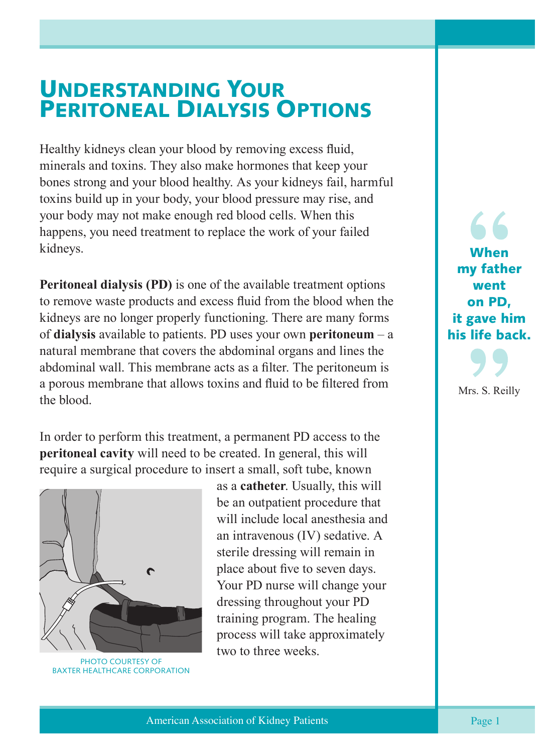# Understanding Your Peritoneal Dialysis Options

Healthy kidneys clean your blood by removing excess fluid, minerals and toxins. They also make hormones that keep your bones strong and your blood healthy. As your kidneys fail, harmful toxins build up in your body, your blood pressure may rise, and your body may not make enough red blood cells. When this happens, you need treatment to replace the work of your failed kidneys.

**Peritoneal dialysis (PD)** is one of the available treatment options to remove waste products and excess fluid from the blood when the kidneys are no longer properly functioning. There are many forms of **dialysis** available to patients. PD uses your own **peritoneum** – a natural membrane that covers the abdominal organs and lines the abdominal wall. This membrane acts as a filter. The peritoneum is a porous membrane that allows toxins and fluid to be filtered from the blood.

In order to perform this treatment, a permanent PD access to the **peritoneal cavity** will need to be created. In general, this will require a surgical procedure to insert a small, soft tube, known as a **catheter**. Usually, this will be an outpatient procedure that will include local anesthesia and an intravenous (IV) sedative. A sterile dressing will remain in place about five to seven days. Your PD nurse will change your dressing throughout your PD training program. The healing process will take approximately two to three weeks.

PHOTO COURTESY OF BAXTER HEALTHCARE CORPORATION

> **"When my father went on PD, it gave him his life back."**
>
> Mrs. S. Reilly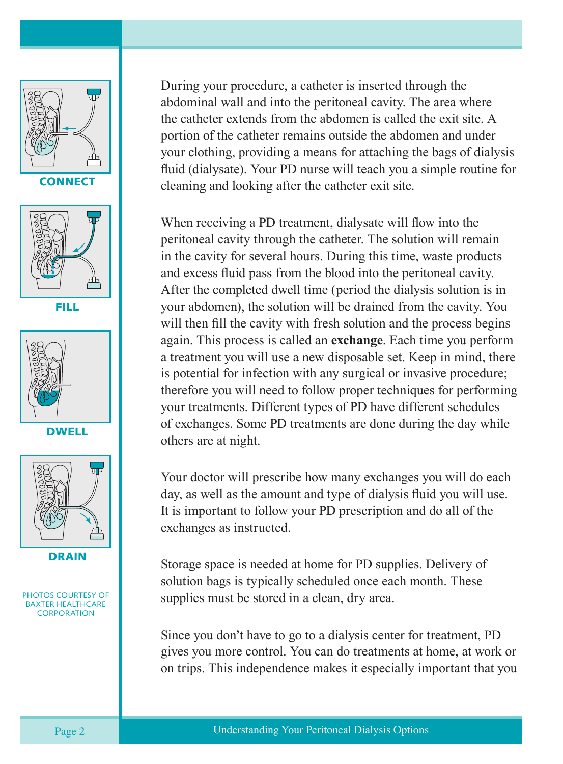CONNECT

FILL

DWELL

DRAIN

PHOTOS COURTESY OF BAXTER HEALTHCARE CORPORATION

During your procedure, a catheter is inserted through the abdominal wall and into the peritoneal cavity. The area where the catheter extends from the abdomen is called the exit site. A portion of the catheter remains outside the abdomen and under your clothing, providing a means for attaching the bags of dialysis fluid (dialysate). Your PD nurse will teach you a simple routine for cleaning and looking after the catheter exit site.

When receiving a PD treatment, dialysate will flow into the peritoneal cavity through the catheter. The solution will remain in the cavity for several hours. During this time, waste products and excess fluid pass from the blood into the peritoneal cavity. After the completed dwell time (period the dialysis solution is in your abdomen), the solution will be drained from the cavity. You will then fill the cavity with fresh solution and the process begins again. This process is called an **exchange**. Each time you perform a treatment you will use a new disposable set. Keep in mind, there is potential for infection with any surgical or invasive procedure; therefore you will need to follow proper techniques for performing your treatments. Different types of PD have different schedules of exchanges. Some PD treatments are done during the day while others are at night.

Your doctor will prescribe how many exchanges you will do each day, as well as the amount and type of dialysis fluid you will use. It is important to follow your PD prescription and do all of the exchanges as instructed.

Storage space is needed at home for PD supplies. Delivery of solution bags is typically scheduled once each month. These supplies must be stored in a clean, dry area.

Since you don't have to go to a dialysis center for treatment, PD gives you more control. You can do treatments at home, at work or on trips. This independence makes it especially important that you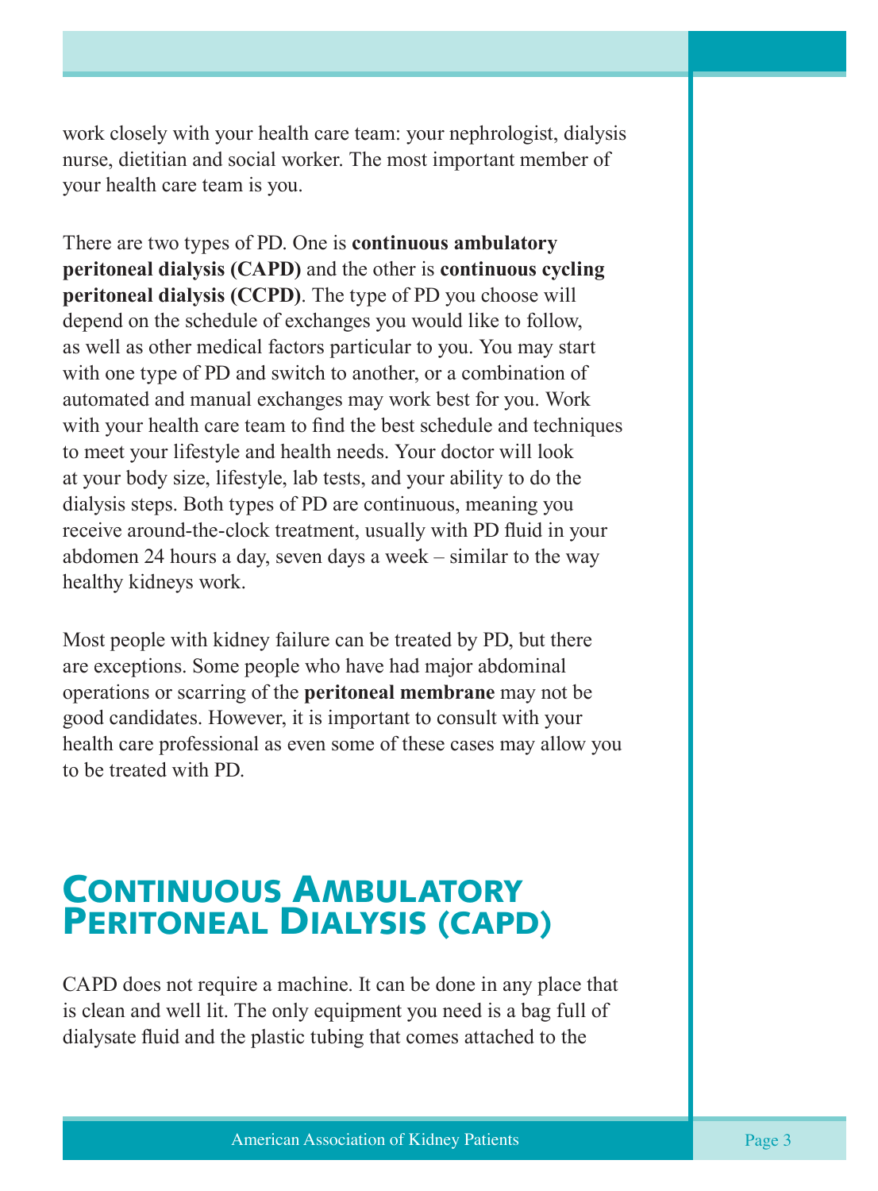work closely with your health care team: your nephrologist, dialysis nurse, dietitian and social worker. The most important member of your health care team is you.

There are two types of PD. One is **continuous ambulatory peritoneal dialysis (CAPD)** and the other is **continuous cycling peritoneal dialysis (CCPD)**. The type of PD you choose will depend on the schedule of exchanges you would like to follow, as well as other medical factors particular to you. You may start with one type of PD and switch to another, or a combination of automated and manual exchanges may work best for you. Work with your health care team to find the best schedule and techniques to meet your lifestyle and health needs. Your doctor will look at your body size, lifestyle, lab tests, and your ability to do the dialysis steps. Both types of PD are continuous, meaning you receive around-the-clock treatment, usually with PD fluid in your abdomen 24 hours a day, seven days a week – similar to the way healthy kidneys work.

Most people with kidney failure can be treated by PD, but there are exceptions. Some people who have had major abdominal operations or scarring of the **peritoneal membrane** may not be good candidates. However, it is important to consult with your health care professional as even some of these cases may allow you to be treated with PD.

## Continuous Ambulatory Peritoneal Dialysis (CAPD)

CAPD does not require a machine. It can be done in any place that is clean and well lit. The only equipment you need is a bag full of dialysate fluid and the plastic tubing that comes attached to the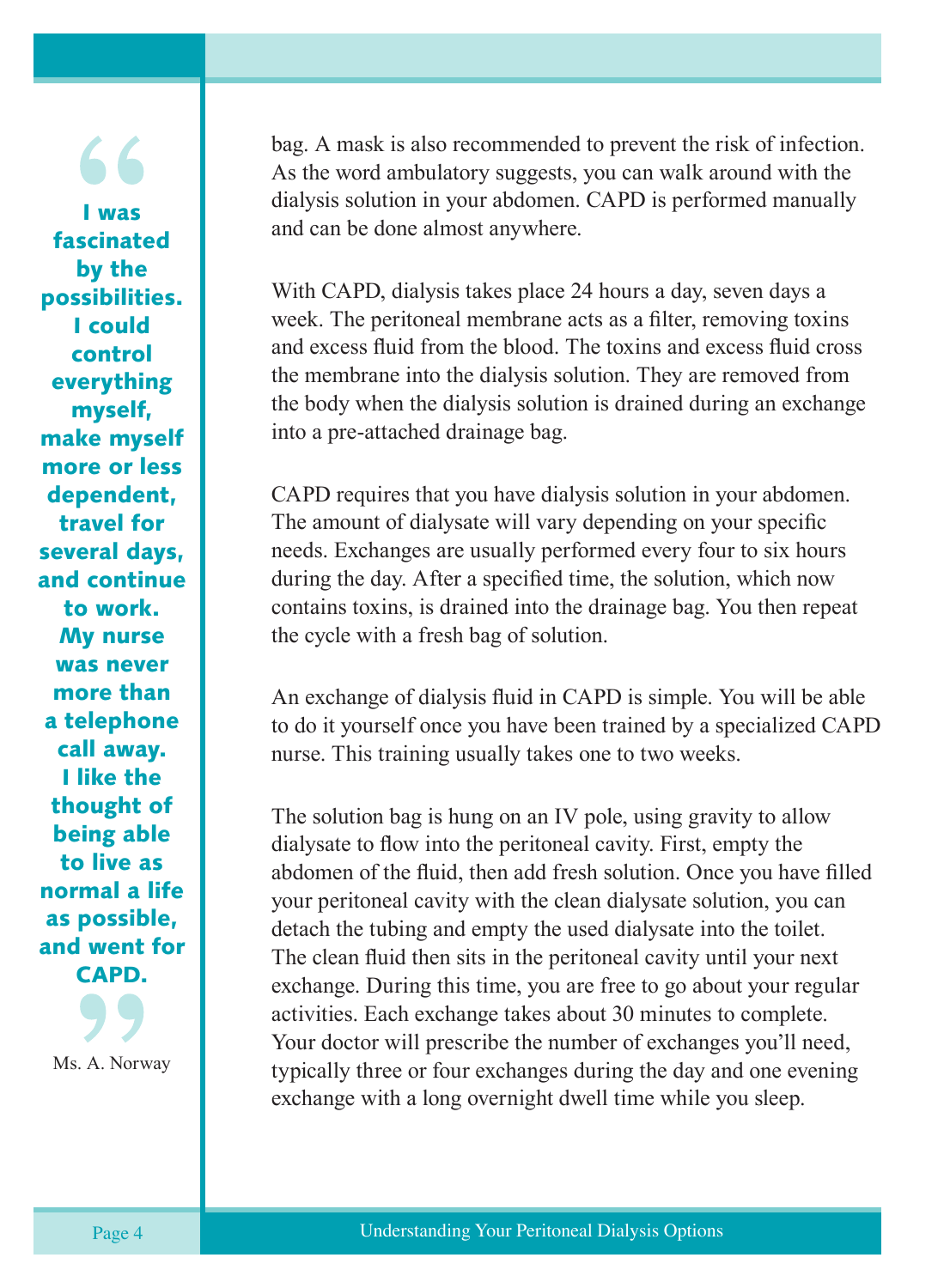> **I was fascinated by the possibilities. I could control everything myself, make myself more or less dependent, travel for several days, and continue to work. My nurse was never more than a telephone call away. I like the thought of being able to live as normal a life as possible, and went for CAPD.**
>
> Ms. A. Norway

bag. A mask is also recommended to prevent the risk of infection. As the word ambulatory suggests, you can walk around with the dialysis solution in your abdomen. CAPD is performed manually and can be done almost anywhere.

With CAPD, dialysis takes place 24 hours a day, seven days a week. The peritoneal membrane acts as a filter, removing toxins and excess fluid from the blood. The toxins and excess fluid cross the membrane into the dialysis solution. They are removed from the body when the dialysis solution is drained during an exchange into a pre-attached drainage bag.

CAPD requires that you have dialysis solution in your abdomen. The amount of dialysate will vary depending on your specific needs. Exchanges are usually performed every four to six hours during the day. After a specified time, the solution, which now contains toxins, is drained into the drainage bag. You then repeat the cycle with a fresh bag of solution.

An exchange of dialysis fluid in CAPD is simple. You will be able to do it yourself once you have been trained by a specialized CAPD nurse. This training usually takes one to two weeks.

The solution bag is hung on an IV pole, using gravity to allow dialysate to flow into the peritoneal cavity. First, empty the abdomen of the fluid, then add fresh solution. Once you have filled your peritoneal cavity with the clean dialysate solution, you can detach the tubing and empty the used dialysate into the toilet. The clean fluid then sits in the peritoneal cavity until your next exchange. During this time, you are free to go about your regular activities. Each exchange takes about 30 minutes to complete. Your doctor will prescribe the number of exchanges you'll need, typically three or four exchanges during the day and one evening exchange with a long overnight dwell time while you sleep.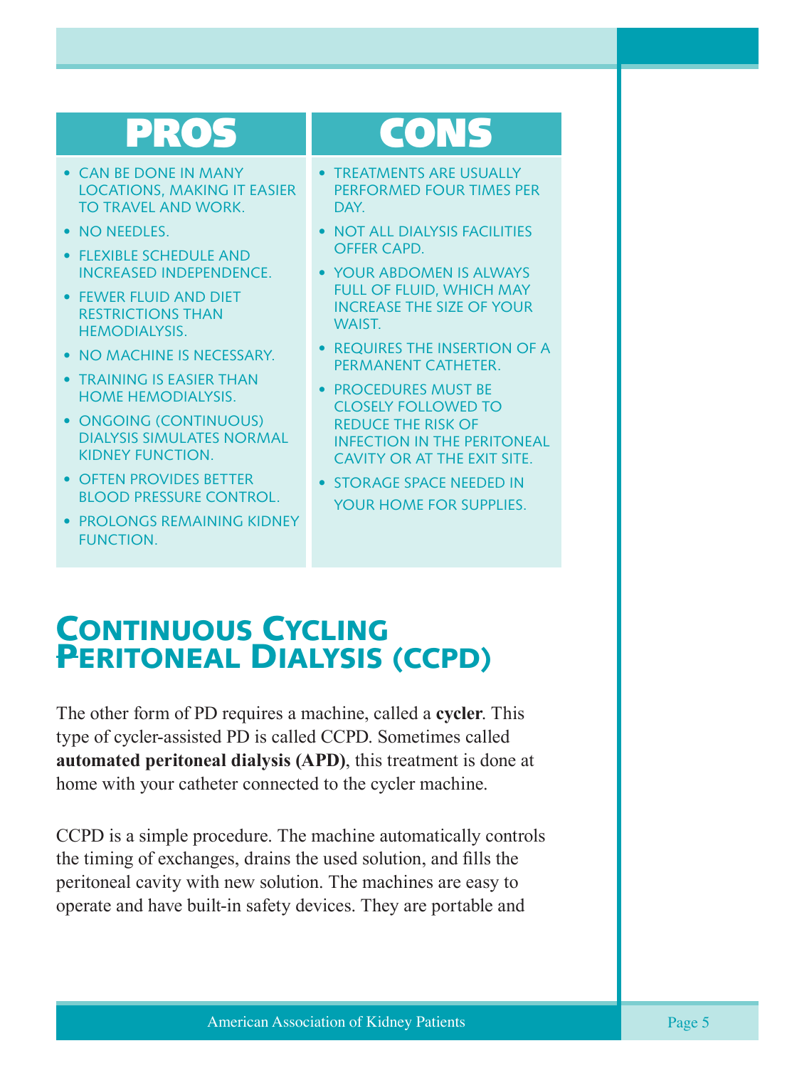| PROS | CONS |
| --- | --- |
| • CAN BE DONE IN MANY LOCATIONS, MAKING IT EASIER TO TRAVEL AND WORK.<br>• NO NEEDLES.<br>• FLEXIBLE SCHEDULE AND INCREASED INDEPENDENCE.<br>• FEWER FLUID AND DIET RESTRICTIONS THAN HEMODIALYSIS.<br>• NO MACHINE IS NECESSARY.<br>• TRAINING IS EASIER THAN HOME HEMODIALYSIS.<br>• ONGOING (CONTINUOUS) DIALYSIS SIMULATES NORMAL KIDNEY FUNCTION.<br>• OFTEN PROVIDES BETTER BLOOD PRESSURE CONTROL.<br>• PROLONGS REMAINING KIDNEY FUNCTION. | • TREATMENTS ARE USUALLY PERFORMED FOUR TIMES PER DAY.<br>• NOT ALL DIALYSIS FACILITIES OFFER CAPD.<br>• YOUR ABDOMEN IS ALWAYS FULL OF FLUID, WHICH MAY INCREASE THE SIZE OF YOUR WAIST.<br>• REQUIRES THE INSERTION OF A PERMANENT CATHETER.<br>• PROCEDURES MUST BE CLOSELY FOLLOWED TO REDUCE THE RISK OF INFECTION IN THE PERITONEAL CAVITY OR AT THE EXIT SITE.<br>• STORAGE SPACE NEEDED IN YOUR HOME FOR SUPPLIES. |

## Continuous Cycling Peritoneal Dialysis (CCPD)

The other form of PD requires a machine, called a **cycler**. This type of cycler-assisted PD is called CCPD. Sometimes called **automated peritoneal dialysis (APD)**, this treatment is done at home with your catheter connected to the cycler machine.

CCPD is a simple procedure. The machine automatically controls the timing of exchanges, drains the used solution, and fills the peritoneal cavity with new solution. The machines are easy to operate and have built-in safety devices. They are portable and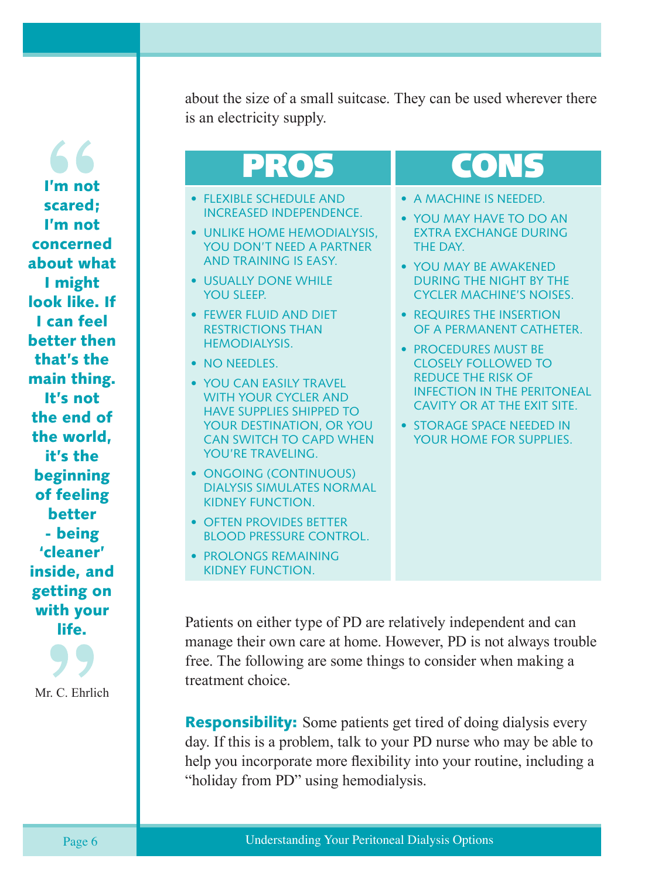about the size of a small suitcase. They can be used wherever there is an electricity supply.

> **I'm not scared; I'm not concerned about what I might look like. If I can feel better then that's the main thing. It's not the end of the world, it's the beginning of feeling better - being 'cleaner' inside, and getting on with your life.**
>
> Mr. C. Ehrlich

## PROS

- FLEXIBLE SCHEDULE AND INCREASED INDEPENDENCE.
- UNLIKE HOME HEMODIALYSIS, YOU DON'T NEED A PARTNER AND TRAINING IS EASY.
- USUALLY DONE WHILE YOU SLEEP.
- FEWER FLUID AND DIET RESTRICTIONS THAN HEMODIALYSIS.
- NO NEEDLES.
- YOU CAN EASILY TRAVEL WITH YOUR CYCLER AND HAVE SUPPLIES SHIPPED TO YOUR DESTINATION, OR YOU CAN SWITCH TO CAPD WHEN YOU'RE TRAVELING.
- ONGOING (CONTINUOUS) DIALYSIS SIMULATES NORMAL KIDNEY FUNCTION.
- OFTEN PROVIDES BETTER BLOOD PRESSURE CONTROL.
- PROLONGS REMAINING KIDNEY FUNCTION.

## CONS

- A MACHINE IS NEEDED.
- YOU MAY HAVE TO DO AN EXTRA EXCHANGE DURING THE DAY.
- YOU MAY BE AWAKENED DURING THE NIGHT BY THE CYCLER MACHINE'S NOISES.
- REQUIRES THE INSERTION OF A PERMANENT CATHETER.
- PROCEDURES MUST BE CLOSELY FOLLOWED TO REDUCE THE RISK OF INFECTION IN THE PERITONEAL CAVITY OR AT THE EXIT SITE.
- STORAGE SPACE NEEDED IN YOUR HOME FOR SUPPLIES.

Patients on either type of PD are relatively independent and can manage their own care at home. However, PD is not always trouble free. The following are some things to consider when making a treatment choice.

**Responsibility:** Some patients get tired of doing dialysis every day. If this is a problem, talk to your PD nurse who may be able to help you incorporate more flexibility into your routine, including a "holiday from PD" using hemodialysis.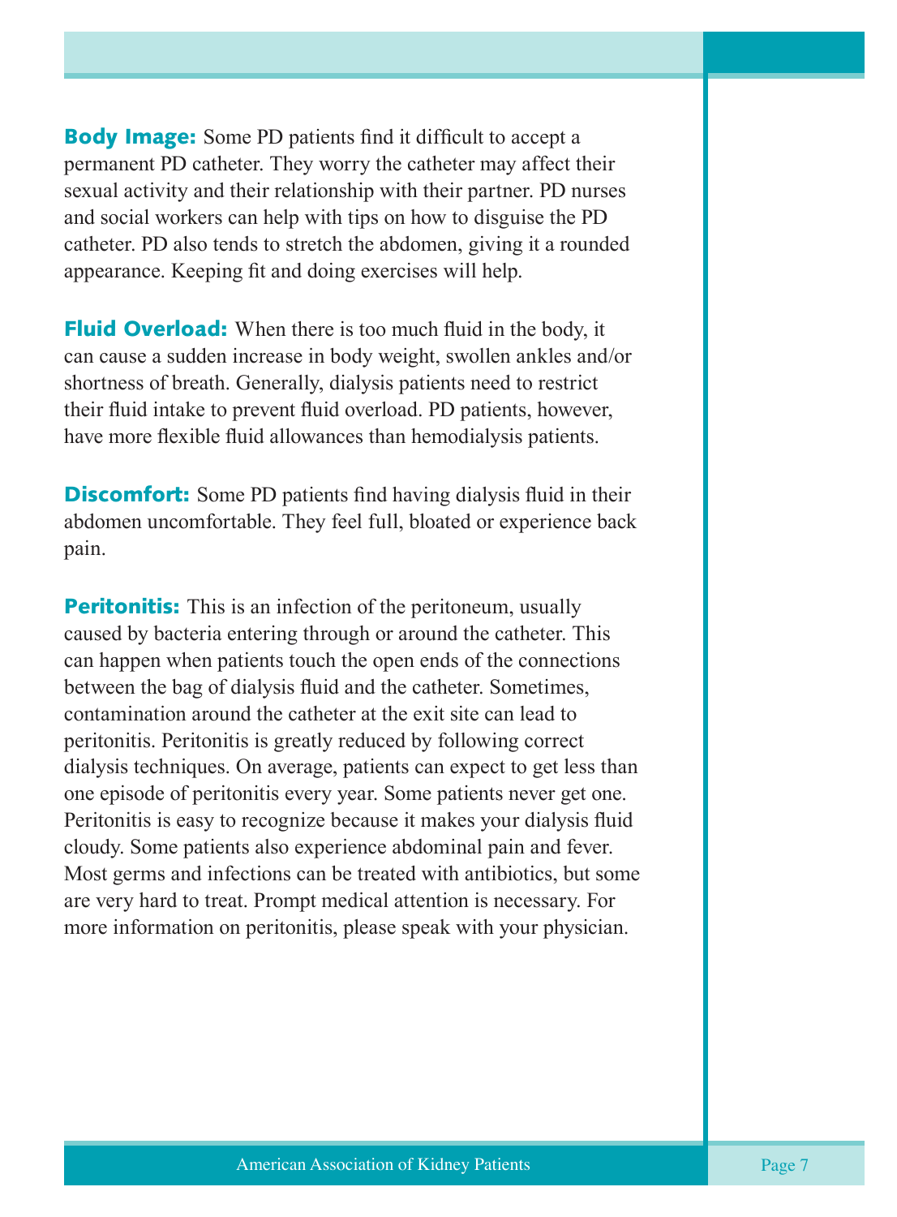**Body Image:** Some PD patients find it difficult to accept a permanent PD catheter. They worry the catheter may affect their sexual activity and their relationship with their partner. PD nurses and social workers can help with tips on how to disguise the PD catheter. PD also tends to stretch the abdomen, giving it a rounded appearance. Keeping fit and doing exercises will help.

**Fluid Overload:** When there is too much fluid in the body, it can cause a sudden increase in body weight, swollen ankles and/or shortness of breath. Generally, dialysis patients need to restrict their fluid intake to prevent fluid overload. PD patients, however, have more flexible fluid allowances than hemodialysis patients.

**Discomfort:** Some PD patients find having dialysis fluid in their abdomen uncomfortable. They feel full, bloated or experience back pain.

**Peritonitis:** This is an infection of the peritoneum, usually caused by bacteria entering through or around the catheter. This can happen when patients touch the open ends of the connections between the bag of dialysis fluid and the catheter. Sometimes, contamination around the catheter at the exit site can lead to peritonitis. Peritonitis is greatly reduced by following correct dialysis techniques. On average, patients can expect to get less than one episode of peritonitis every year. Some patients never get one. Peritonitis is easy to recognize because it makes your dialysis fluid cloudy. Some patients also experience abdominal pain and fever. Most germs and infections can be treated with antibiotics, but some are very hard to treat. Prompt medical attention is necessary. For more information on peritonitis, please speak with your physician.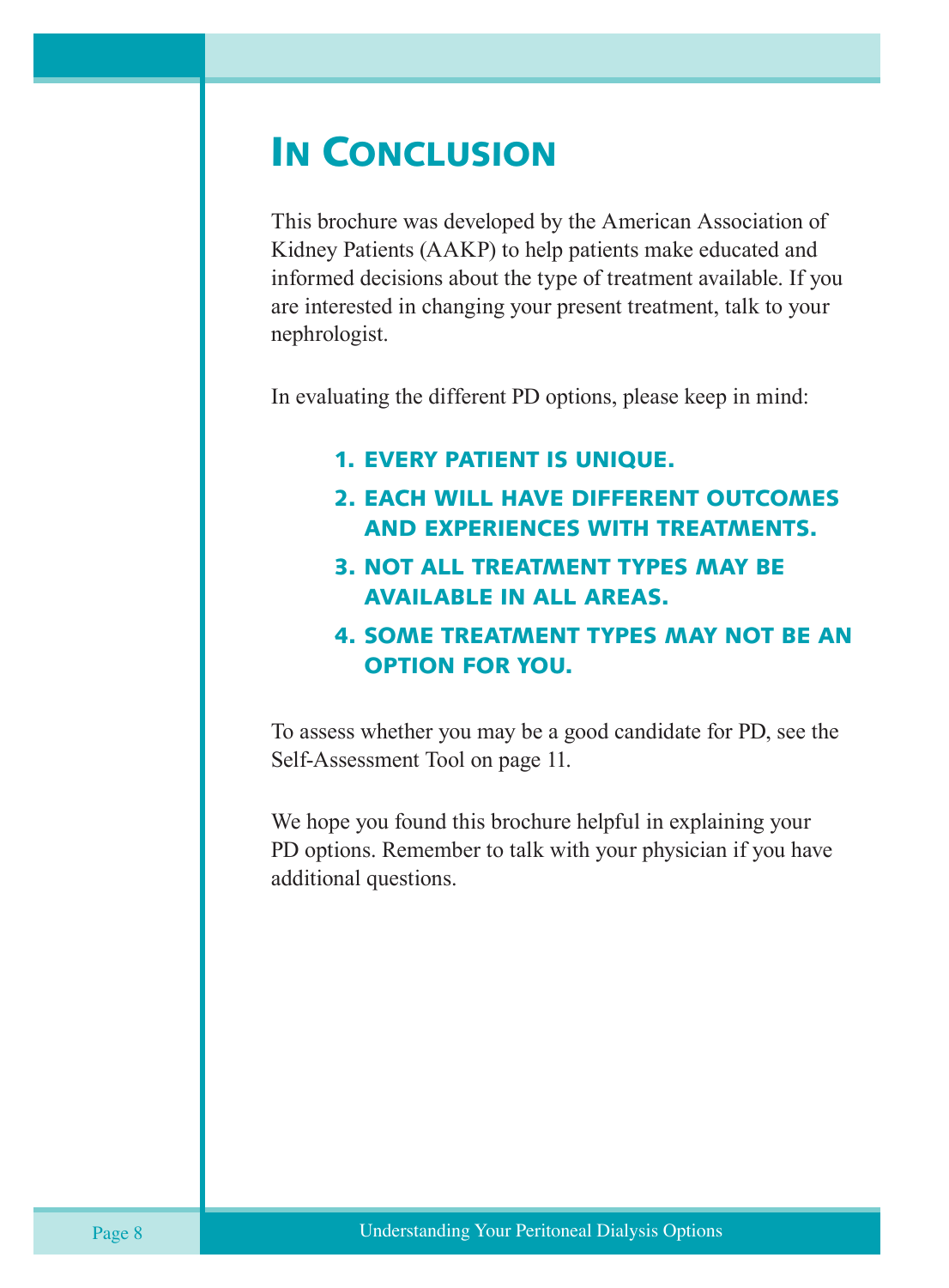# In Conclusion

This brochure was developed by the American Association of Kidney Patients (AAKP) to help patients make educated and informed decisions about the type of treatment available. If you are interested in changing your present treatment, talk to your nephrologist.

In evaluating the different PD options, please keep in mind:

1. **EVERY PATIENT IS UNIQUE.**
2. **EACH WILL HAVE DIFFERENT OUTCOMES AND EXPERIENCES WITH TREATMENTS.**
3. **NOT ALL TREATMENT TYPES MAY BE AVAILABLE IN ALL AREAS.**
4. **SOME TREATMENT TYPES MAY NOT BE AN OPTION FOR YOU.**

To assess whether you may be a good candidate for PD, see the Self-Assessment Tool on page 11.

We hope you found this brochure helpful in explaining your PD options. Remember to talk with your physician if you have additional questions.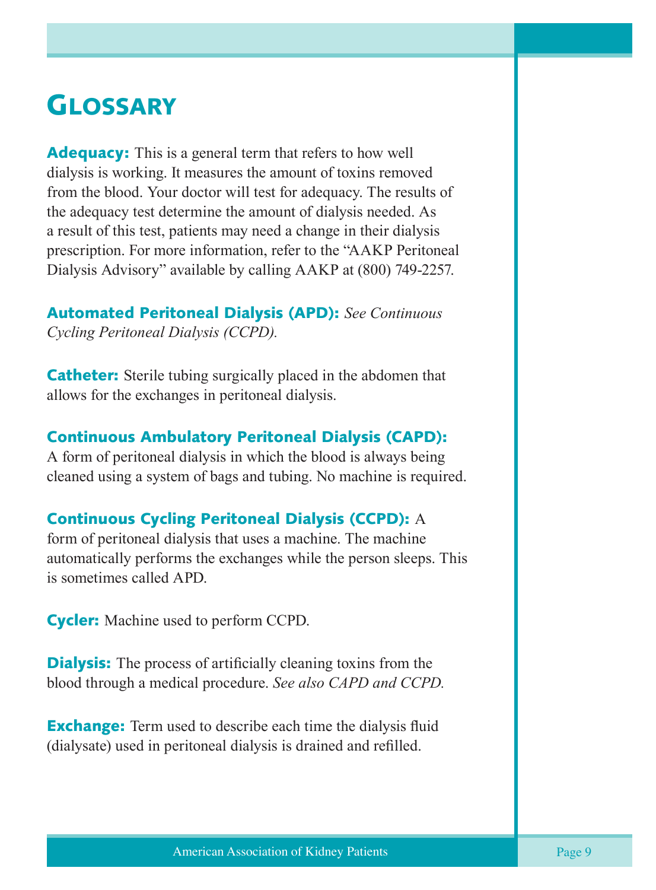# Glossary

**Adequacy:** This is a general term that refers to how well dialysis is working. It measures the amount of toxins removed from the blood. Your doctor will test for adequacy. The results of the adequacy test determine the amount of dialysis needed. As a result of this test, patients may need a change in their dialysis prescription. For more information, refer to the "AAKP Peritoneal Dialysis Advisory" available by calling AAKP at (800) 749-2257.

**Automated Peritoneal Dialysis (APD):** *See Continuous Cycling Peritoneal Dialysis (CCPD).*

**Catheter:** Sterile tubing surgically placed in the abdomen that allows for the exchanges in peritoneal dialysis.

**Continuous Ambulatory Peritoneal Dialysis (CAPD):** A form of peritoneal dialysis in which the blood is always being cleaned using a system of bags and tubing. No machine is required.

**Continuous Cycling Peritoneal Dialysis (CCPD):** A form of peritoneal dialysis that uses a machine. The machine automatically performs the exchanges while the person sleeps. This is sometimes called APD.

**Cycler:** Machine used to perform CCPD.

**Dialysis:** The process of artificially cleaning toxins from the blood through a medical procedure. *See also CAPD and CCPD.*

**Exchange:** Term used to describe each time the dialysis fluid (dialysate) used in peritoneal dialysis is drained and refilled.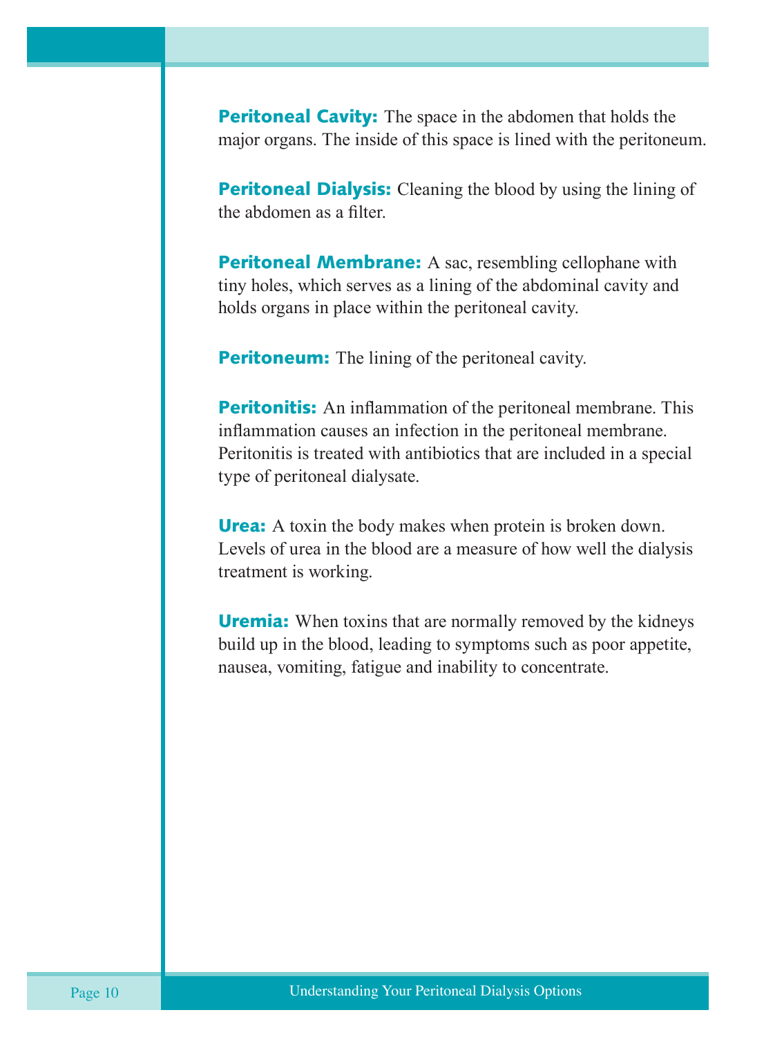**Peritoneal Cavity:** The space in the abdomen that holds the major organs. The inside of this space is lined with the peritoneum.

**Peritoneal Dialysis:** Cleaning the blood by using the lining of the abdomen as a filter.

**Peritoneal Membrane:** A sac, resembling cellophane with tiny holes, which serves as a lining of the abdominal cavity and holds organs in place within the peritoneal cavity.

**Peritoneum:** The lining of the peritoneal cavity.

**Peritonitis:** An inflammation of the peritoneal membrane. This inflammation causes an infection in the peritoneal membrane. Peritonitis is treated with antibiotics that are included in a special type of peritoneal dialysate.

**Urea:** A toxin the body makes when protein is broken down. Levels of urea in the blood are a measure of how well the dialysis treatment is working.

**Uremia:** When toxins that are normally removed by the kidneys build up in the blood, leading to symptoms such as poor appetite, nausea, vomiting, fatigue and inability to concentrate.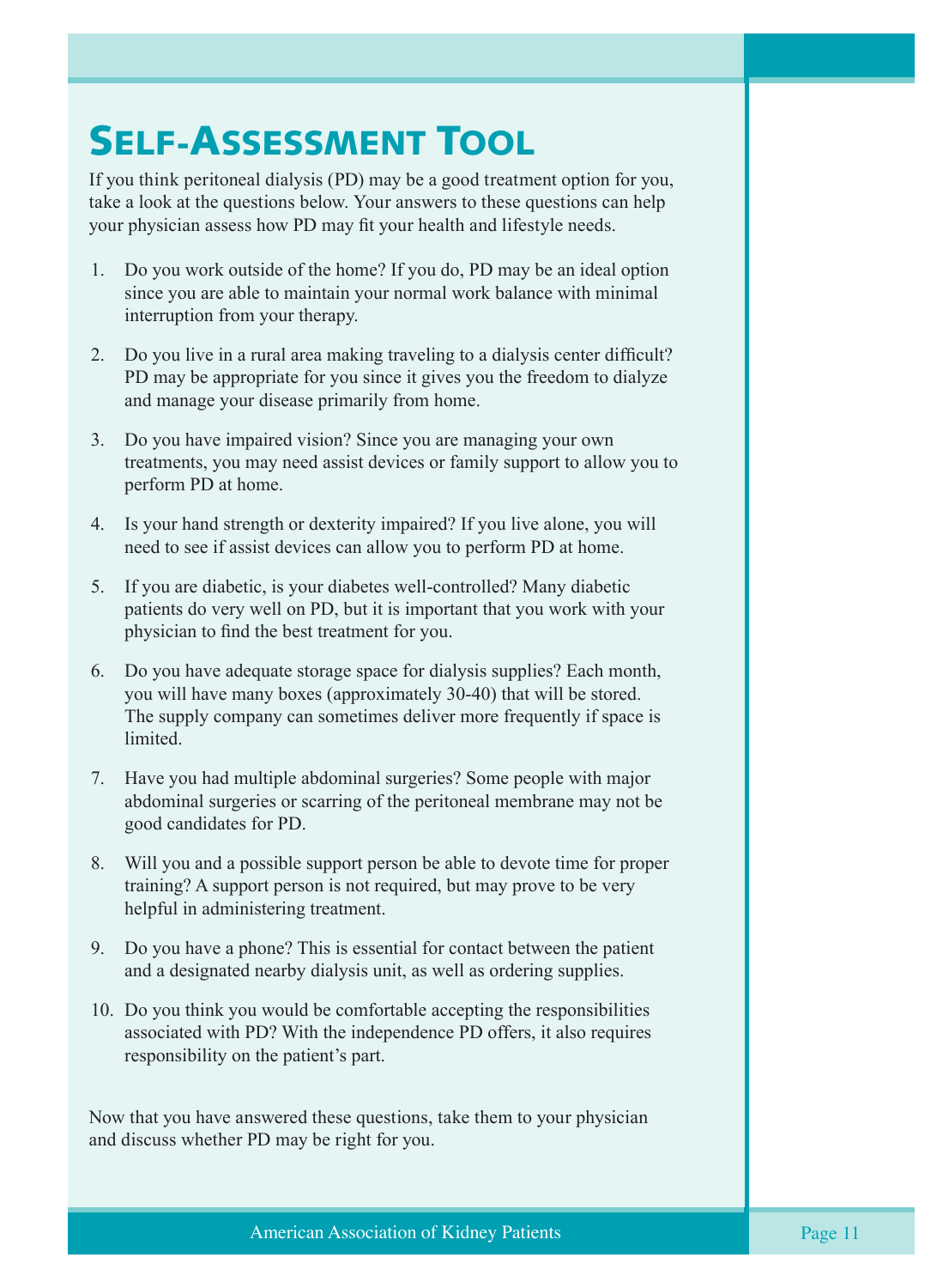# Self-Assessment Tool

If you think peritoneal dialysis (PD) may be a good treatment option for you, take a look at the questions below. Your answers to these questions can help your physician assess how PD may fit your health and lifestyle needs.

1. Do you work outside of the home? If you do, PD may be an ideal option since you are able to maintain your normal work balance with minimal interruption from your therapy.
2. Do you live in a rural area making traveling to a dialysis center difficult? PD may be appropriate for you since it gives you the freedom to dialyze and manage your disease primarily from home.
3. Do you have impaired vision? Since you are managing your own treatments, you may need assist devices or family support to allow you to perform PD at home.
4. Is your hand strength or dexterity impaired? If you live alone, you will need to see if assist devices can allow you to perform PD at home.
5. If you are diabetic, is your diabetes well-controlled? Many diabetic patients do very well on PD, but it is important that you work with your physician to find the best treatment for you.
6. Do you have adequate storage space for dialysis supplies? Each month, you will have many boxes (approximately 30-40) that will be stored. The supply company can sometimes deliver more frequently if space is limited.
7. Have you had multiple abdominal surgeries? Some people with major abdominal surgeries or scarring of the peritoneal membrane may not be good candidates for PD.
8. Will you and a possible support person be able to devote time for proper training? A support person is not required, but may prove to be very helpful in administering treatment.
9. Do you have a phone? This is essential for contact between the patient and a designated nearby dialysis unit, as well as ordering supplies.
10. Do you think you would be comfortable accepting the responsibilities associated with PD? With the independence PD offers, it also requires responsibility on the patient's part.

Now that you have answered these questions, take them to your physician and discuss whether PD may be right for you.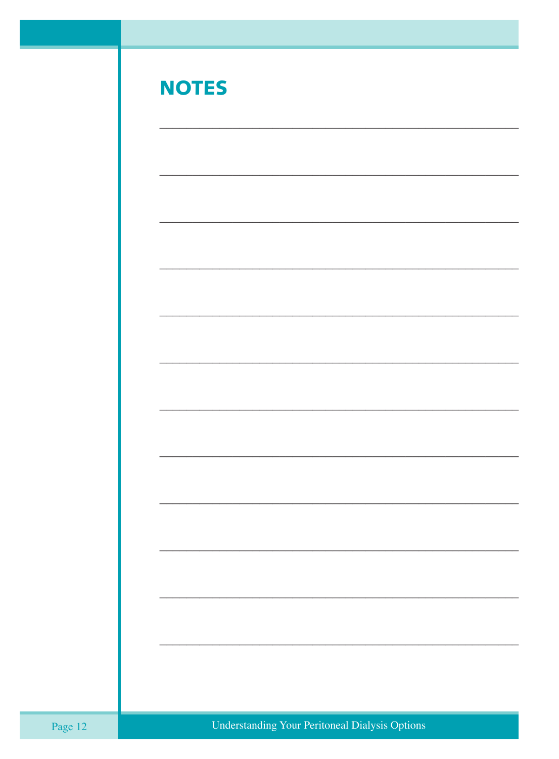# NOTES

\_\_\_\_\_\_\_\_\_\_\_\_\_\_\_\_\_\_\_\_\_\_\_\_\_\_\_\_\_\_\_\_\_\_\_\_\_\_\_\_

\_\_\_\_\_\_\_\_\_\_\_\_\_\_\_\_\_\_\_\_\_\_\_\_\_\_\_\_\_\_\_\_\_\_\_\_\_\_\_\_

\_\_\_\_\_\_\_\_\_\_\_\_\_\_\_\_\_\_\_\_\_\_\_\_\_\_\_\_\_\_\_\_\_\_\_\_\_\_\_\_

\_\_\_\_\_\_\_\_\_\_\_\_\_\_\_\_\_\_\_\_\_\_\_\_\_\_\_\_\_\_\_\_\_\_\_\_\_\_\_\_

\_\_\_\_\_\_\_\_\_\_\_\_\_\_\_\_\_\_\_\_\_\_\_\_\_\_\_\_\_\_\_\_\_\_\_\_\_\_\_\_

\_\_\_\_\_\_\_\_\_\_\_\_\_\_\_\_\_\_\_\_\_\_\_\_\_\_\_\_\_\_\_\_\_\_\_\_\_\_\_\_

\_\_\_\_\_\_\_\_\_\_\_\_\_\_\_\_\_\_\_\_\_\_\_\_\_\_\_\_\_\_\_\_\_\_\_\_\_\_\_\_

\_\_\_\_\_\_\_\_\_\_\_\_\_\_\_\_\_\_\_\_\_\_\_\_\_\_\_\_\_\_\_\_\_\_\_\_\_\_\_\_

\_\_\_\_\_\_\_\_\_\_\_\_\_\_\_\_\_\_\_\_\_\_\_\_\_\_\_\_\_\_\_\_\_\_\_\_\_\_\_\_

\_\_\_\_\_\_\_\_\_\_\_\_\_\_\_\_\_\_\_\_\_\_\_\_\_\_\_\_\_\_\_\_\_\_\_\_\_\_\_\_

\_\_\_\_\_\_\_\_\_\_\_\_\_\_\_\_\_\_\_\_\_\_\_\_\_\_\_\_\_\_\_\_\_\_\_\_\_\_\_\_

\_\_\_\_\_\_\_\_\_\_\_\_\_\_\_\_\_\_\_\_\_\_\_\_\_\_\_\_\_\_\_\_\_\_\_\_\_\_\_\_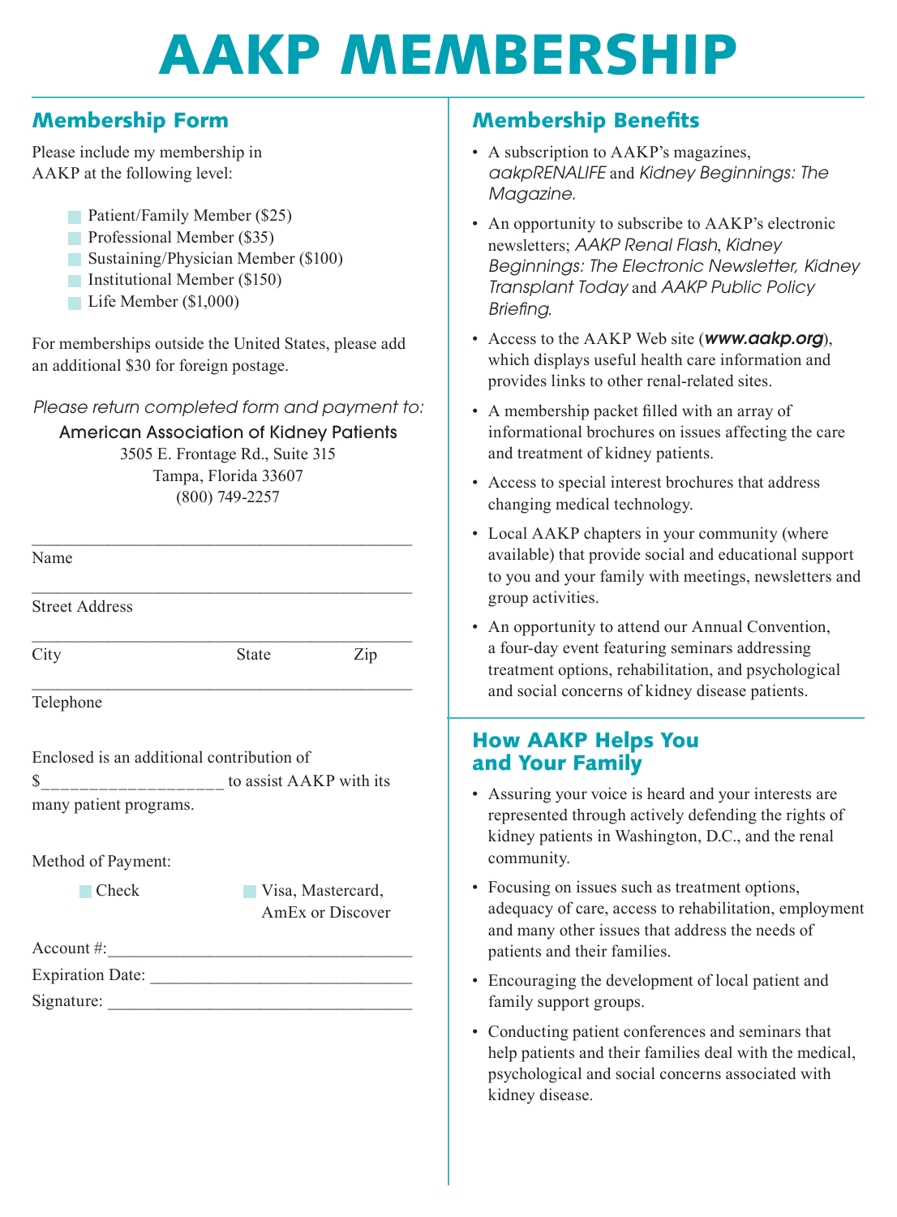# AAKP MEMBERSHIP

## Membership Form

Please include my membership in AAKP at the following level:

- ☐ Patient/Family Member ($25)
- ☐ Professional Member ($35)
- ☐ Sustaining/Physician Member ($100)
- ☐ Institutional Member ($150)
- ☐ Life Member ($1,000)

For memberships outside the United States, please add an additional $30 for foreign postage.

*Please return completed form and payment to:*

American Association of Kidney Patients
3505 E. Frontage Rd., Suite 315
Tampa, Florida 33607
(800) 749-2257

___________________________________________
Name

___________________________________________
Street Address

___________________________________________
City State Zip

___________________________________________
Telephone

Enclosed is an additional contribution of $___________________ to assist AAKP with its many patient programs.

Method of Payment:

☐ Check ☐ Visa, Mastercard, AmEx or Discover

Account #:___________________________________

Expiration Date: ______________________________

Signature: ___________________________________

## Membership Benefits

- A subscription to AAKP's magazines, *aakpRENALIFE* and *Kidney Beginnings: The Magazine.*
- An opportunity to subscribe to AAKP's electronic newsletters; *AAKP Renal Flash*, *Kidney Beginnings: The Electronic Newsletter, Kidney Transplant Today* and *AAKP Public Policy Briefing*.
- Access to the AAKP Web site (***www.aakp.org***), which displays useful health care information and provides links to other renal-related sites.
- A membership packet filled with an array of informational brochures on issues affecting the care and treatment of kidney patients.
- Access to special interest brochures that address changing medical technology.
- Local AAKP chapters in your community (where available) that provide social and educational support to you and your family with meetings, newsletters and group activities.
- An opportunity to attend our Annual Convention, a four-day event featuring seminars addressing treatment options, rehabilitation, and psychological and social concerns of kidney disease patients.

## How AAKP Helps You and Your Family

- Assuring your voice is heard and your interests are represented through actively defending the rights of kidney patients in Washington, D.C., and the renal community.
- Focusing on issues such as treatment options, adequacy of care, access to rehabilitation, employment and many other issues that address the needs of patients and their families.
- Encouraging the development of local patient and family support groups.
- Conducting patient conferences and seminars that help patients and their families deal with the medical, psychological and social concerns associated with kidney disease.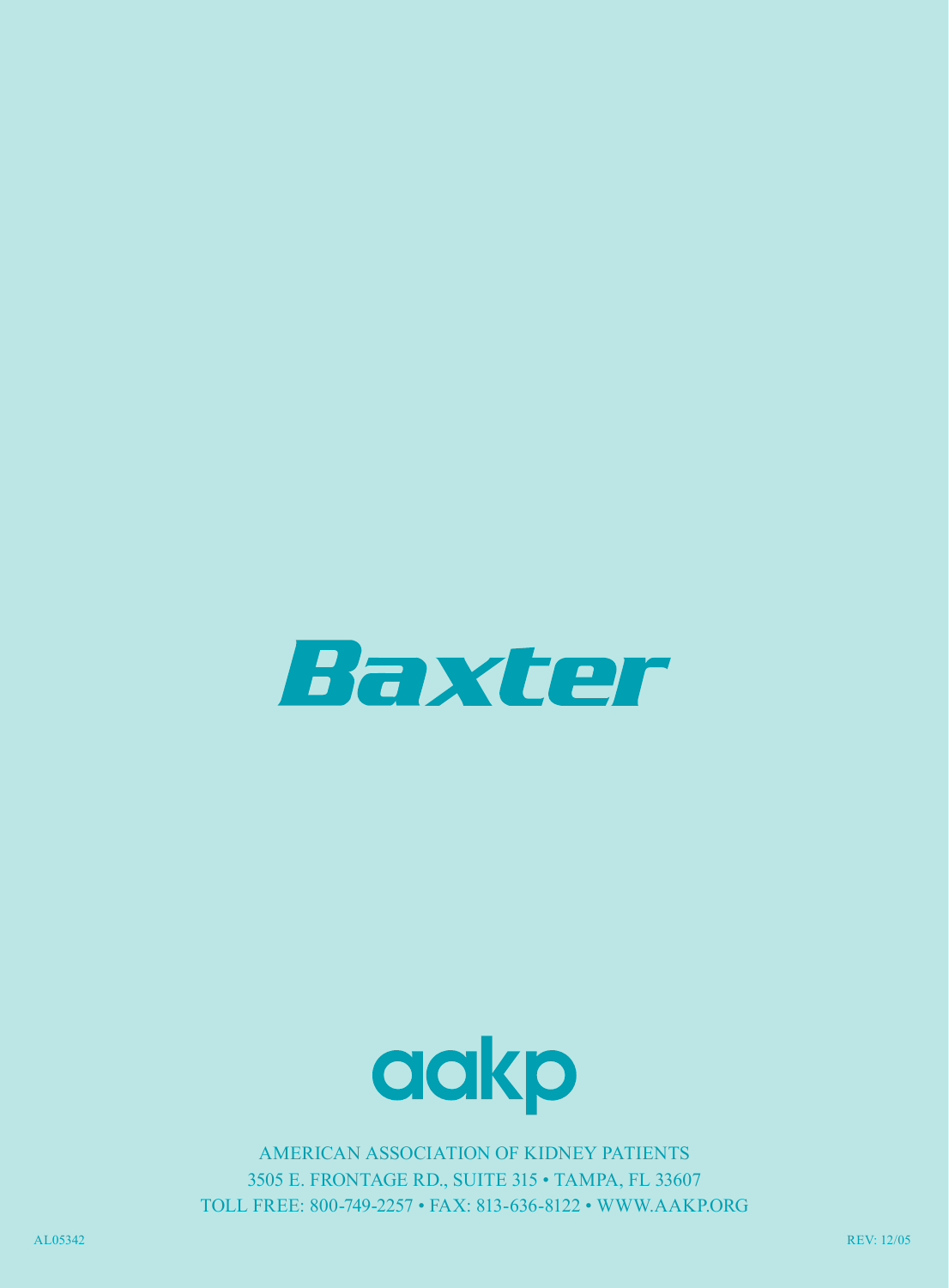Baxter

aakp

AMERICAN ASSOCIATION OF KIDNEY PATIENTS
3505 E. FRONTAGE RD., SUITE 315 • TAMPA, FL 33607
TOLL FREE: 800-749-2257 • FAX: 813-636-8122 • WWW.AAKP.ORG

AL05342

REV: 12/05